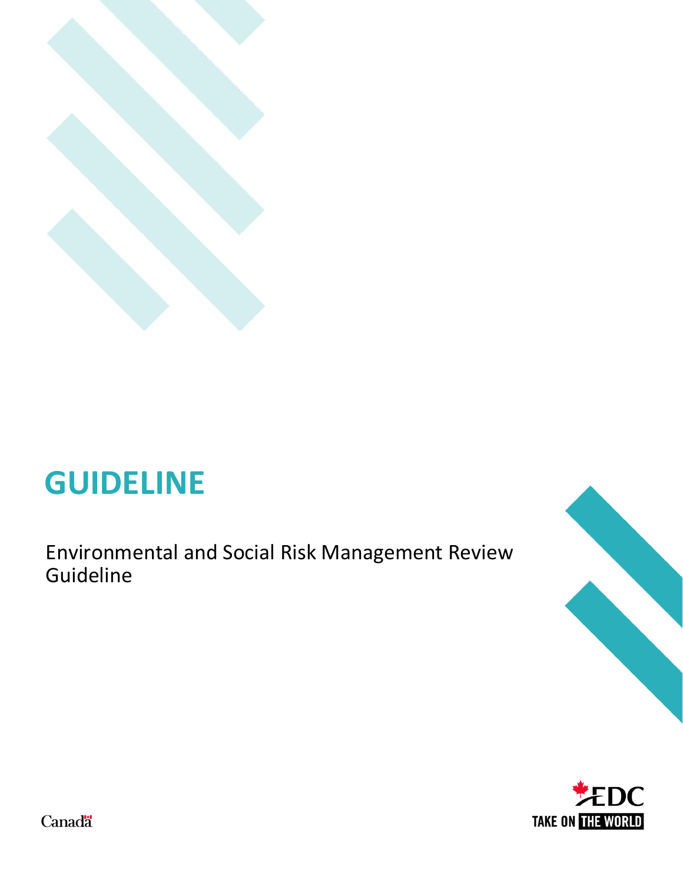# GUIDELINE

Environmental and Social Risk Management Review Guideline

Canada

EDC

TAKE ON THE WORLD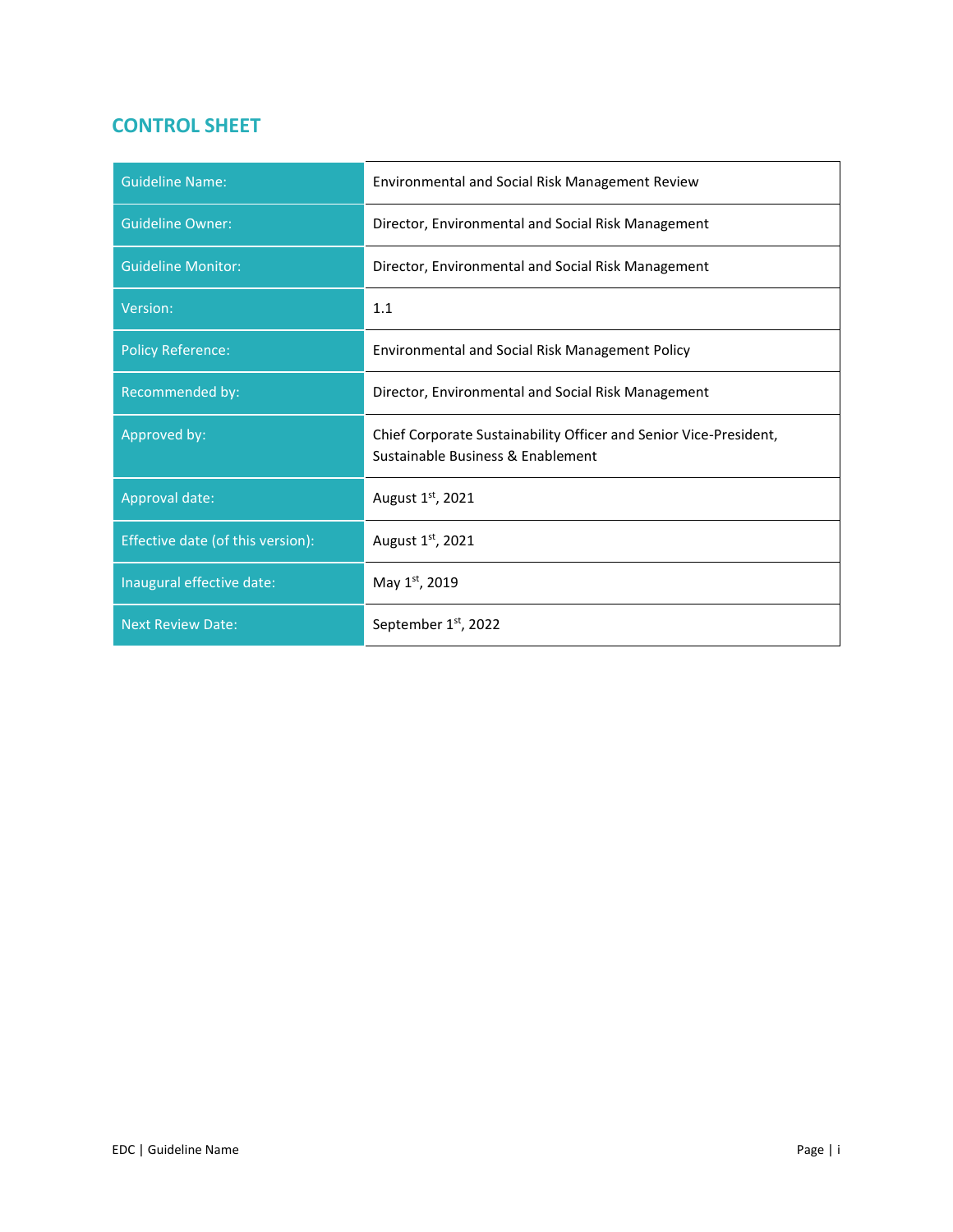## CONTROL SHEET

| Guideline Name: | Environmental and Social Risk Management Review |
|---|---|
| Guideline Owner: | Director, Environmental and Social Risk Management |
| Guideline Monitor: | Director, Environmental and Social Risk Management |
| Version: | 1.1 |
| Policy Reference: | Environmental and Social Risk Management Policy |
| Recommended by: | Director, Environmental and Social Risk Management |
| Approved by: | Chief Corporate Sustainability Officer and Senior Vice-President, Sustainable Business & Enablement |
| Approval date: | August 1st, 2021 |
| Effective date (of this version): | August 1st, 2021 |
| Inaugural effective date: | May 1st, 2019 |
| Next Review Date: | September 1st, 2022 |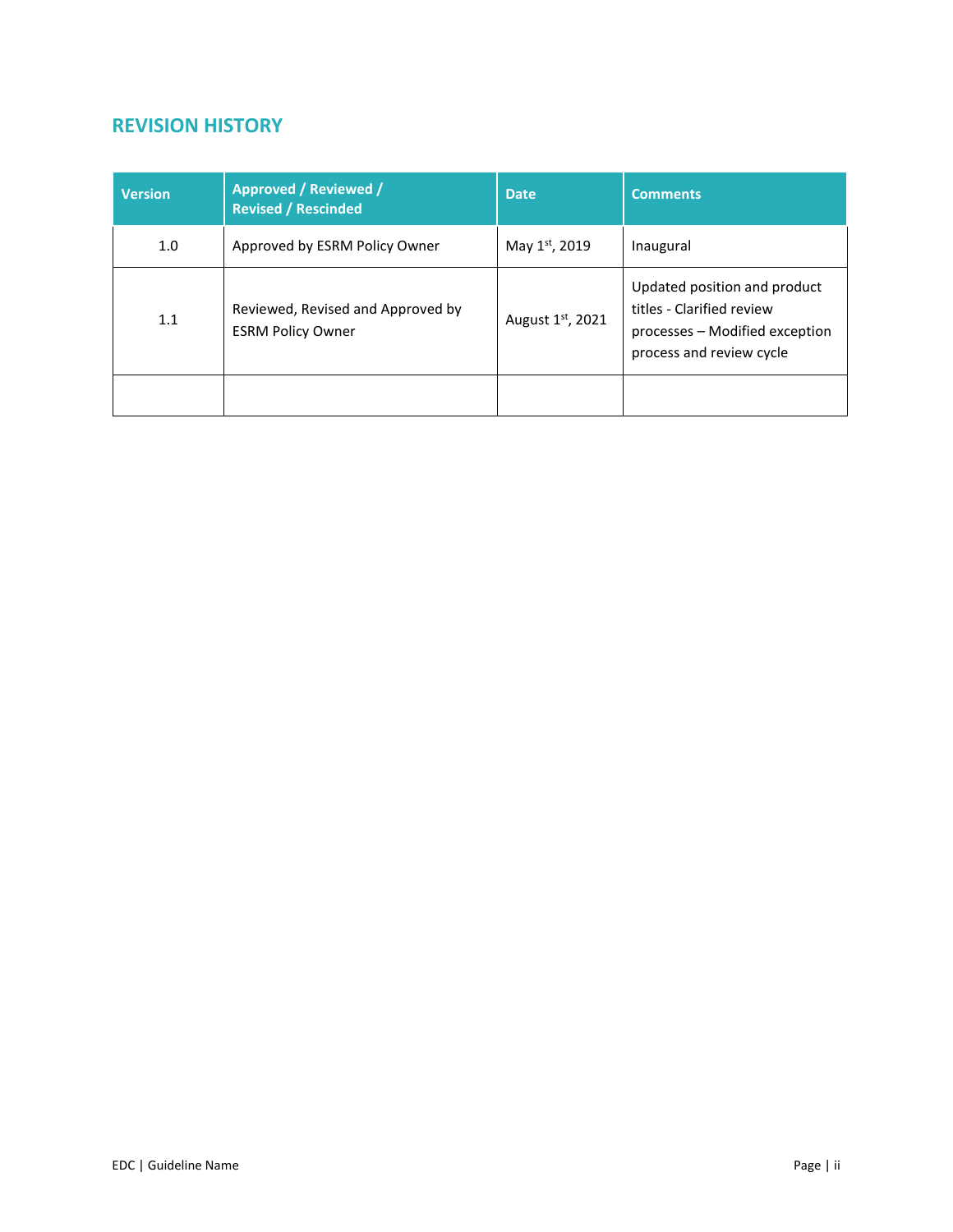## REVISION HISTORY

| Version | Approved / Reviewed / Revised / Rescinded | Date | Comments |
|---|---|---|---|
| 1.0 | Approved by ESRM Policy Owner | May 1st, 2019 | Inaugural |
| 1.1 | Reviewed, Revised and Approved by ESRM Policy Owner | August 1st, 2021 | Updated position and product titles - Clarified review processes – Modified exception process and review cycle |
| | | | |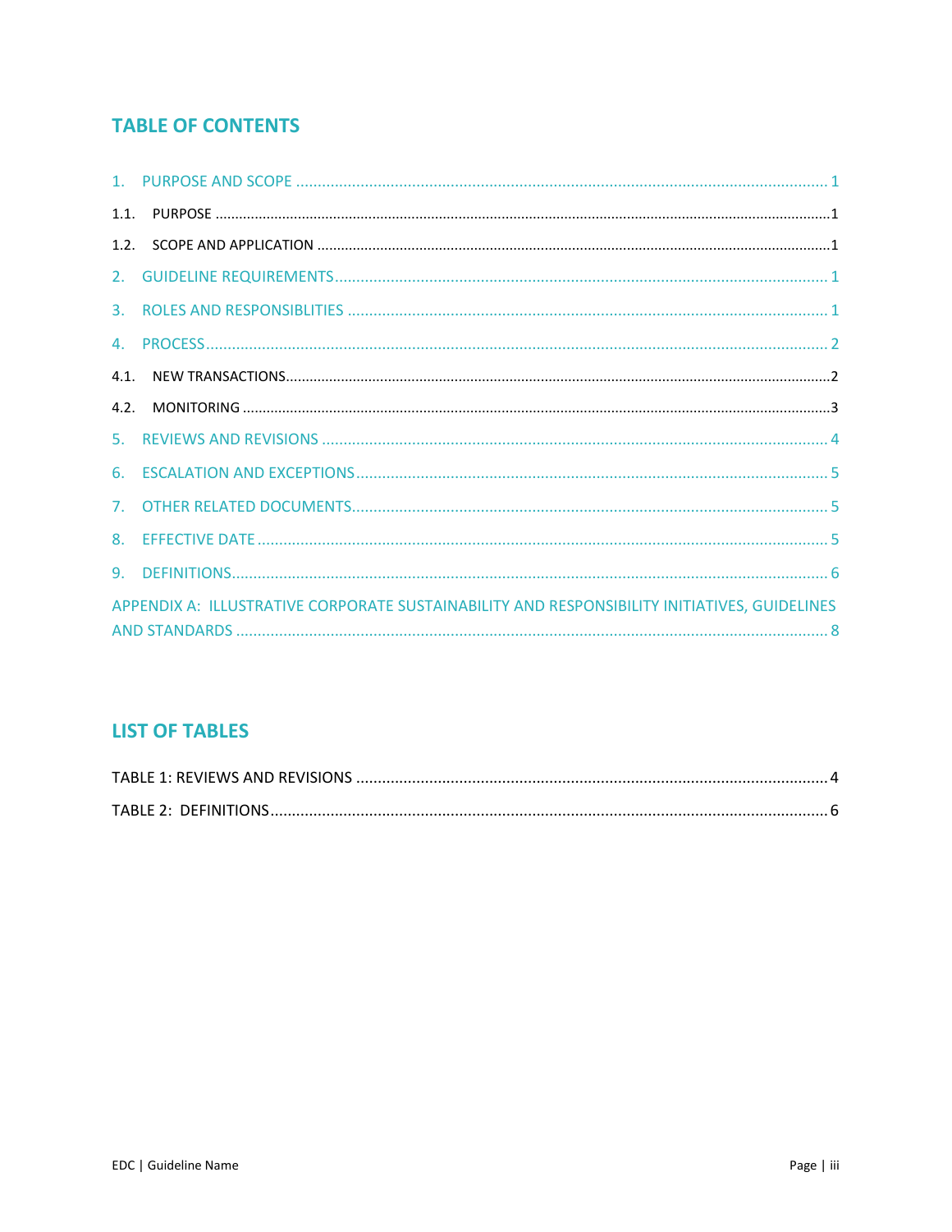## TABLE OF CONTENTS

1. PURPOSE AND SCOPE ........................................................ 1
   - 1.1. PURPOSE ........................................................ 1
   - 1.2. SCOPE AND APPLICATION ........................................................ 1
2. GUIDELINE REQUIREMENTS ........................................................ 1
3. ROLES AND RESPONSIBLITIES ........................................................ 1
4. PROCESS ........................................................ 2
   - 4.1. NEW TRANSACTIONS ........................................................ 2
   - 4.2. MONITORING ........................................................ 3
5. REVIEWS AND REVISIONS ........................................................ 4
6. ESCALATION AND EXCEPTIONS ........................................................ 5
7. OTHER RELATED DOCUMENTS ........................................................ 5
8. EFFECTIVE DATE ........................................................ 5
9. DEFINITIONS ........................................................ 6

APPENDIX A: ILLUSTRATIVE CORPORATE SUSTAINABILITY AND RESPONSIBILITY INITIATIVES, GUIDELINES AND STANDARDS ........................................................ 8

## LIST OF TABLES

TABLE 1: REVIEWS AND REVISIONS ........................................................ 4

TABLE 2: DEFINITIONS ........................................................ 6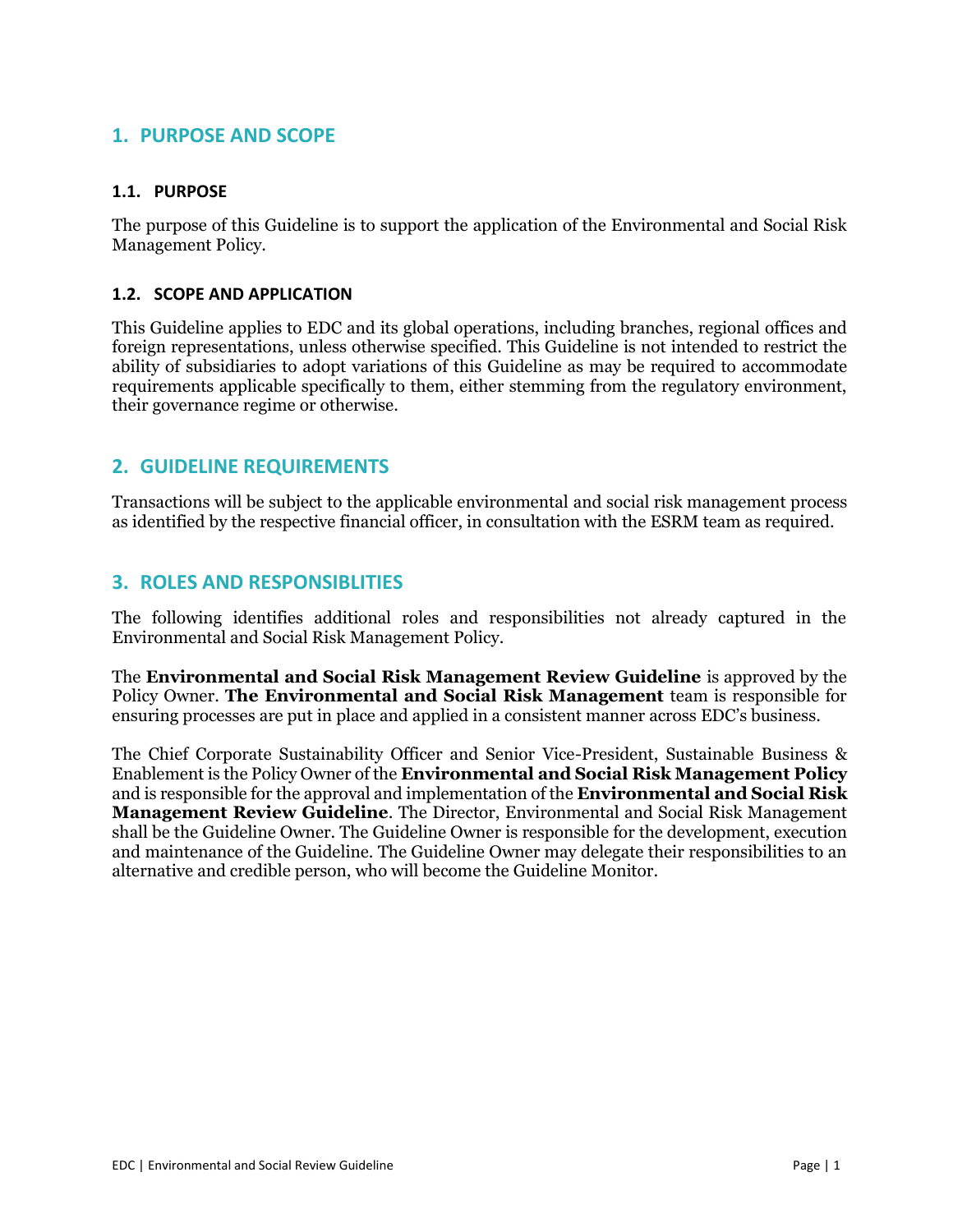## 1. PURPOSE AND SCOPE

### 1.1. PURPOSE

The purpose of this Guideline is to support the application of the Environmental and Social Risk Management Policy.

### 1.2. SCOPE AND APPLICATION

This Guideline applies to EDC and its global operations, including branches, regional offices and foreign representations, unless otherwise specified. This Guideline is not intended to restrict the ability of subsidiaries to adopt variations of this Guideline as may be required to accommodate requirements applicable specifically to them, either stemming from the regulatory environment, their governance regime or otherwise.

## 2. GUIDELINE REQUIREMENTS

Transactions will be subject to the applicable environmental and social risk management process as identified by the respective financial officer, in consultation with the ESRM team as required.

## 3. ROLES AND RESPONSIBLITIES

The following identifies additional roles and responsibilities not already captured in the Environmental and Social Risk Management Policy.

The **Environmental and Social Risk Management Review Guideline** is approved by the Policy Owner. **The Environmental and Social Risk Management** team is responsible for ensuring processes are put in place and applied in a consistent manner across EDC's business.

The Chief Corporate Sustainability Officer and Senior Vice-President, Sustainable Business & Enablement is the Policy Owner of the **Environmental and Social Risk Management Policy** and is responsible for the approval and implementation of the **Environmental and Social Risk Management Review Guideline**. The Director, Environmental and Social Risk Management shall be the Guideline Owner. The Guideline Owner is responsible for the development, execution and maintenance of the Guideline. The Guideline Owner may delegate their responsibilities to an alternative and credible person, who will become the Guideline Monitor.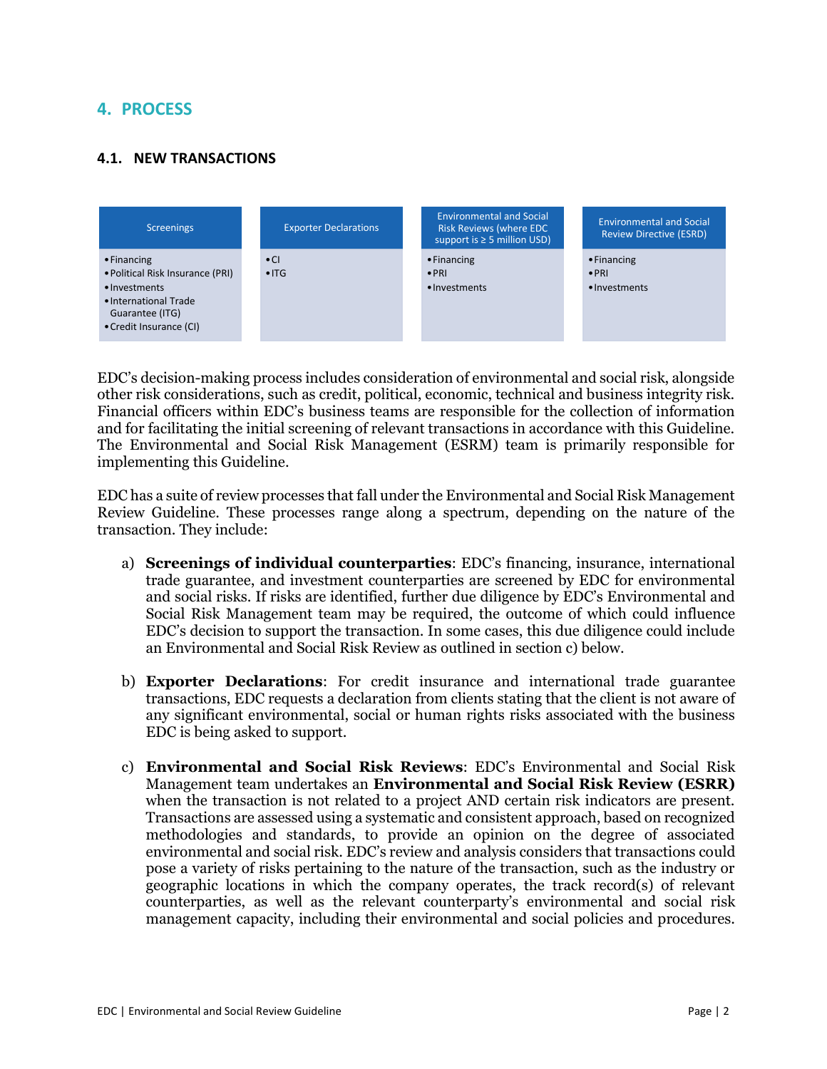## 4. PROCESS

### 4.1. NEW TRANSACTIONS

| Screenings | Exporter Declarations | Environmental and Social Risk Reviews (where EDC support is ≥ 5 million USD) | Environmental and Social Review Directive (ESRD) |
|---|---|---|---|
| • Financing<br>• Political Risk Insurance (PRI)<br>• Investments<br>• International Trade Guarantee (ITG)<br>• Credit Insurance (CI) | • CI<br>• ITG | • Financing<br>• PRI<br>• Investments | • Financing<br>• PRI<br>• Investments |

EDC's decision-making process includes consideration of environmental and social risk, alongside other risk considerations, such as credit, political, economic, technical and business integrity risk. Financial officers within EDC's business teams are responsible for the collection of information and for facilitating the initial screening of relevant transactions in accordance with this Guideline. The Environmental and Social Risk Management (ESRM) team is primarily responsible for implementing this Guideline.

EDC has a suite of review processes that fall under the Environmental and Social Risk Management Review Guideline. These processes range along a spectrum, depending on the nature of the transaction. They include:

a) **Screenings of individual counterparties**: EDC's financing, insurance, international trade guarantee, and investment counterparties are screened by EDC for environmental and social risks. If risks are identified, further due diligence by EDC's Environmental and Social Risk Management team may be required, the outcome of which could influence EDC's decision to support the transaction. In some cases, this due diligence could include an Environmental and Social Risk Review as outlined in section c) below.

b) **Exporter Declarations**: For credit insurance and international trade guarantee transactions, EDC requests a declaration from clients stating that the client is not aware of any significant environmental, social or human rights risks associated with the business EDC is being asked to support.

c) **Environmental and Social Risk Reviews**: EDC's Environmental and Social Risk Management team undertakes an **Environmental and Social Risk Review (ESRR)** when the transaction is not related to a project AND certain risk indicators are present. Transactions are assessed using a systematic and consistent approach, based on recognized methodologies and standards, to provide an opinion on the degree of associated environmental and social risk. EDC's review and analysis considers that transactions could pose a variety of risks pertaining to the nature of the transaction, such as the industry or geographic locations in which the company operates, the track record(s) of relevant counterparties, as well as the relevant counterparty's environmental and social risk management capacity, including their environmental and social policies and procedures.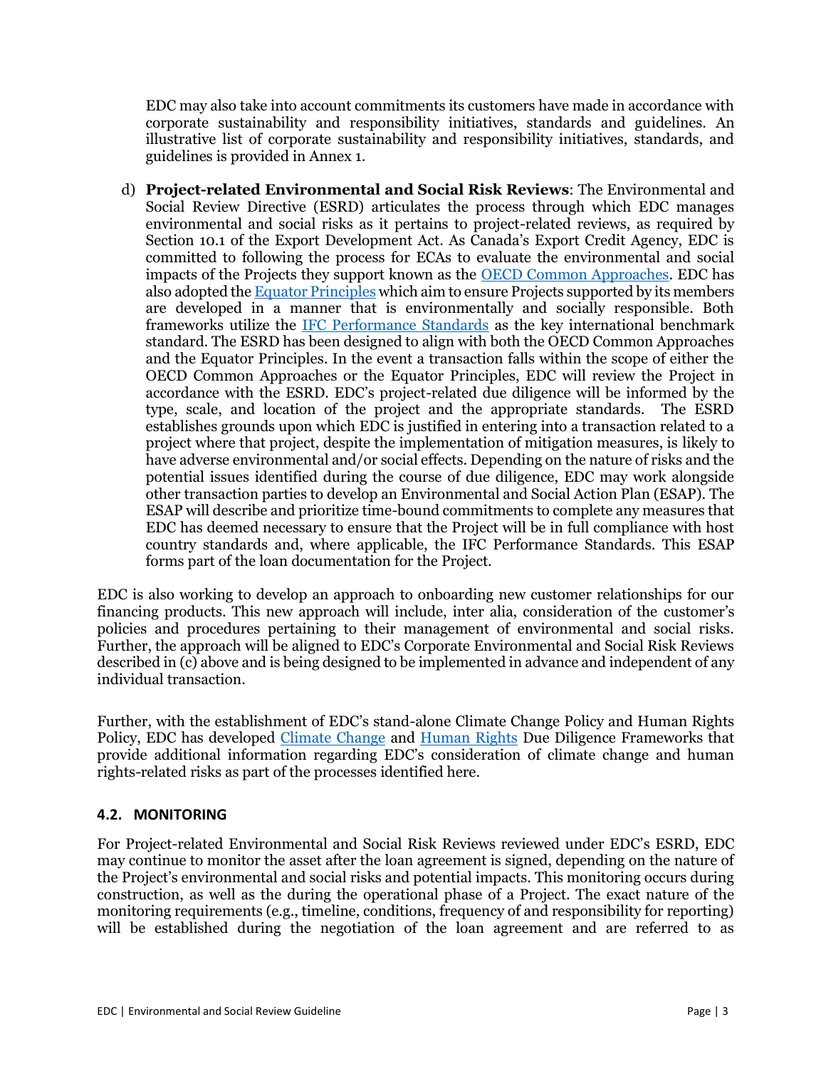EDC may also take into account commitments its customers have made in accordance with corporate sustainability and responsibility initiatives, standards and guidelines. An illustrative list of corporate sustainability and responsibility initiatives, standards, and guidelines is provided in Annex 1.

d) **Project-related Environmental and Social Risk Reviews**: The Environmental and Social Review Directive (ESRD) articulates the process through which EDC manages environmental and social risks as it pertains to project-related reviews, as required by Section 10.1 of the Export Development Act. As Canada's Export Credit Agency, EDC is committed to following the process for ECAs to evaluate the environmental and social impacts of the Projects they support known as the [OECD Common Approaches](). EDC has also adopted the [Equator Principles]() which aim to ensure Projects supported by its members are developed in a manner that is environmentally and socially responsible. Both frameworks utilize the [IFC Performance Standards]() as the key international benchmark standard. The ESRD has been designed to align with both the OECD Common Approaches and the Equator Principles. In the event a transaction falls within the scope of either the OECD Common Approaches or the Equator Principles, EDC will review the Project in accordance with the ESRD. EDC's project-related due diligence will be informed by the type, scale, and location of the project and the appropriate standards. The ESRD establishes grounds upon which EDC is justified in entering into a transaction related to a project where that project, despite the implementation of mitigation measures, is likely to have adverse environmental and/or social effects. Depending on the nature of risks and the potential issues identified during the course of due diligence, EDC may work alongside other transaction parties to develop an Environmental and Social Action Plan (ESAP). The ESAP will describe and prioritize time-bound commitments to complete any measures that EDC has deemed necessary to ensure that the Project will be in full compliance with host country standards and, where applicable, the IFC Performance Standards. This ESAP forms part of the loan documentation for the Project.

EDC is also working to develop an approach to onboarding new customer relationships for our financing products. This new approach will include, inter alia, consideration of the customer's policies and procedures pertaining to their management of environmental and social risks. Further, the approach will be aligned to EDC's Corporate Environmental and Social Risk Reviews described in (c) above and is being designed to be implemented in advance and independent of any individual transaction.

Further, with the establishment of EDC's stand-alone Climate Change Policy and Human Rights Policy, EDC has developed [Climate Change]() and [Human Rights]() Due Diligence Frameworks that provide additional information regarding EDC's consideration of climate change and human rights-related risks as part of the processes identified here.

### 4.2. MONITORING

For Project-related Environmental and Social Risk Reviews reviewed under EDC's ESRD, EDC may continue to monitor the asset after the loan agreement is signed, depending on the nature of the Project's environmental and social risks and potential impacts. This monitoring occurs during construction, as well as the during the operational phase of a Project. The exact nature of the monitoring requirements (e.g., timeline, conditions, frequency of and responsibility for reporting) will be established during the negotiation of the loan agreement and are referred to as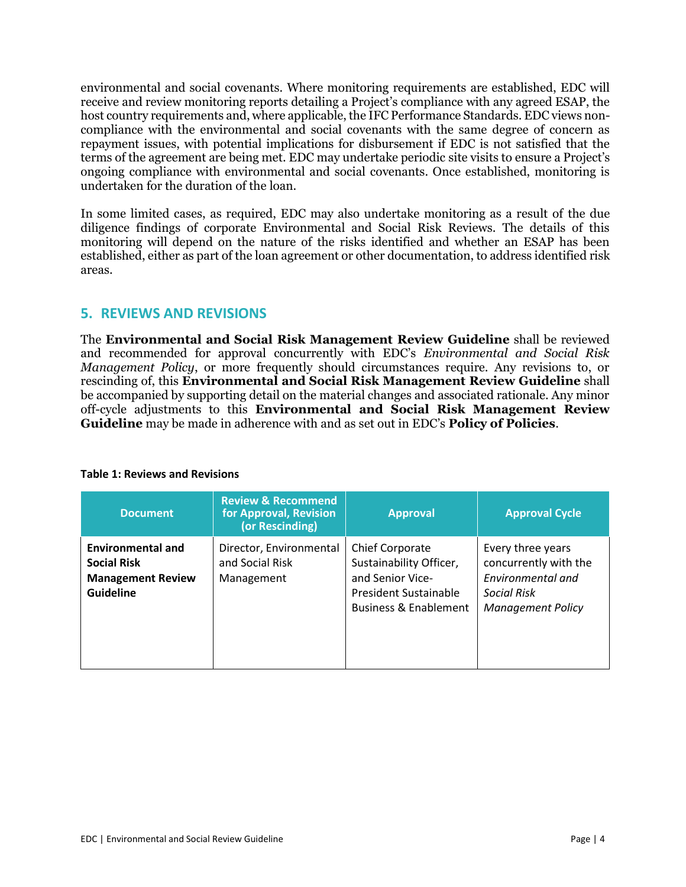environmental and social covenants. Where monitoring requirements are established, EDC will receive and review monitoring reports detailing a Project's compliance with any agreed ESAP, the host country requirements and, where applicable, the IFC Performance Standards. EDC views non-compliance with the environmental and social covenants with the same degree of concern as repayment issues, with potential implications for disbursement if EDC is not satisfied that the terms of the agreement are being met. EDC may undertake periodic site visits to ensure a Project's ongoing compliance with environmental and social covenants. Once established, monitoring is undertaken for the duration of the loan.

In some limited cases, as required, EDC may also undertake monitoring as a result of the due diligence findings of corporate Environmental and Social Risk Reviews. The details of this monitoring will depend on the nature of the risks identified and whether an ESAP has been established, either as part of the loan agreement or other documentation, to address identified risk areas.

## 5. REVIEWS AND REVISIONS

The **Environmental and Social Risk Management Review Guideline** shall be reviewed and recommended for approval concurrently with EDC's *Environmental and Social Risk Management Policy*, or more frequently should circumstances require. Any revisions to, or rescinding of, this **Environmental and Social Risk Management Review Guideline** shall be accompanied by supporting detail on the material changes and associated rationale. Any minor off-cycle adjustments to this **Environmental and Social Risk Management Review Guideline** may be made in adherence with and as set out in EDC's **Policy of Policies**.

**Table 1: Reviews and Revisions**

| Document | Review & Recommend for Approval, Revision (or Rescinding) | Approval | Approval Cycle |
|---|---|---|---|
| **Environmental and Social Risk Management Review Guideline** | Director, Environmental and Social Risk Management | Chief Corporate Sustainability Officer, and Senior Vice-President Sustainable Business & Enablement | Every three years concurrently with the *Environmental and Social Risk Management Policy* |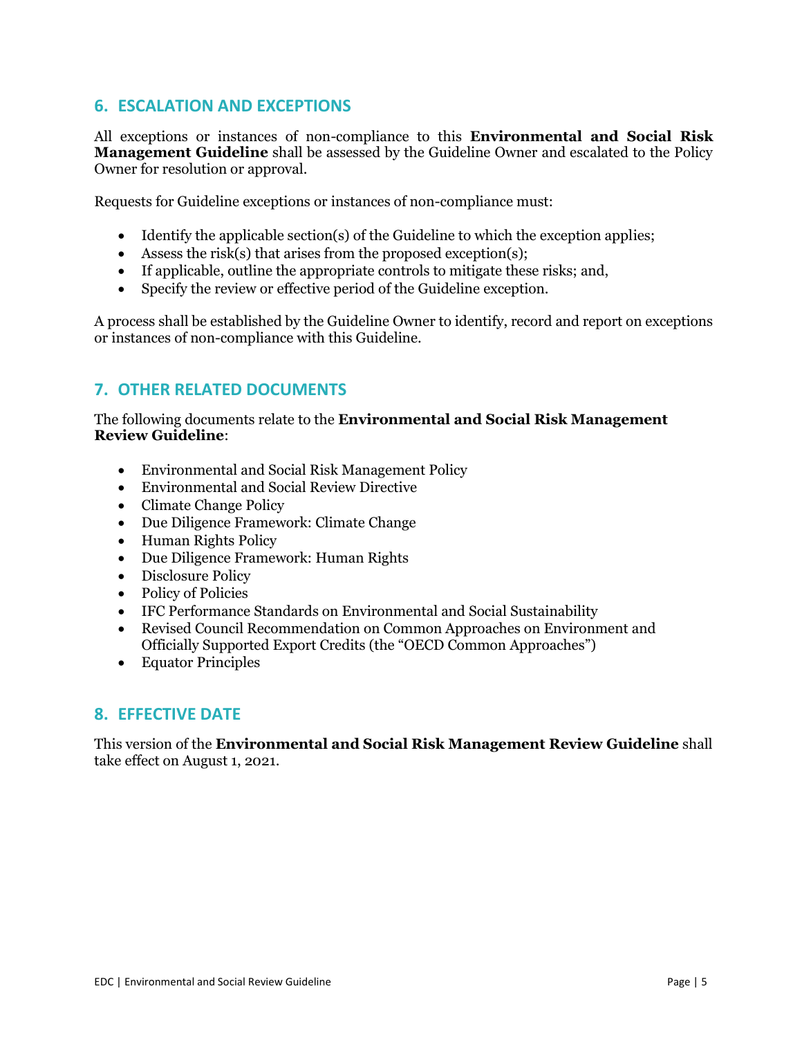## 6. ESCALATION AND EXCEPTIONS

All exceptions or instances of non-compliance to this **Environmental and Social Risk Management Guideline** shall be assessed by the Guideline Owner and escalated to the Policy Owner for resolution or approval.

Requests for Guideline exceptions or instances of non-compliance must:

- Identify the applicable section(s) of the Guideline to which the exception applies;
- Assess the risk(s) that arises from the proposed exception(s);
- If applicable, outline the appropriate controls to mitigate these risks; and,
- Specify the review or effective period of the Guideline exception.

A process shall be established by the Guideline Owner to identify, record and report on exceptions or instances of non-compliance with this Guideline.

## 7. OTHER RELATED DOCUMENTS

The following documents relate to the **Environmental and Social Risk Management Review Guideline**:

- Environmental and Social Risk Management Policy
- Environmental and Social Review Directive
- Climate Change Policy
- Due Diligence Framework: Climate Change
- Human Rights Policy
- Due Diligence Framework: Human Rights
- Disclosure Policy
- Policy of Policies
- IFC Performance Standards on Environmental and Social Sustainability
- Revised Council Recommendation on Common Approaches on Environment and Officially Supported Export Credits (the "OECD Common Approaches")
- Equator Principles

## 8. EFFECTIVE DATE

This version of the **Environmental and Social Risk Management Review Guideline** shall take effect on August 1, 2021.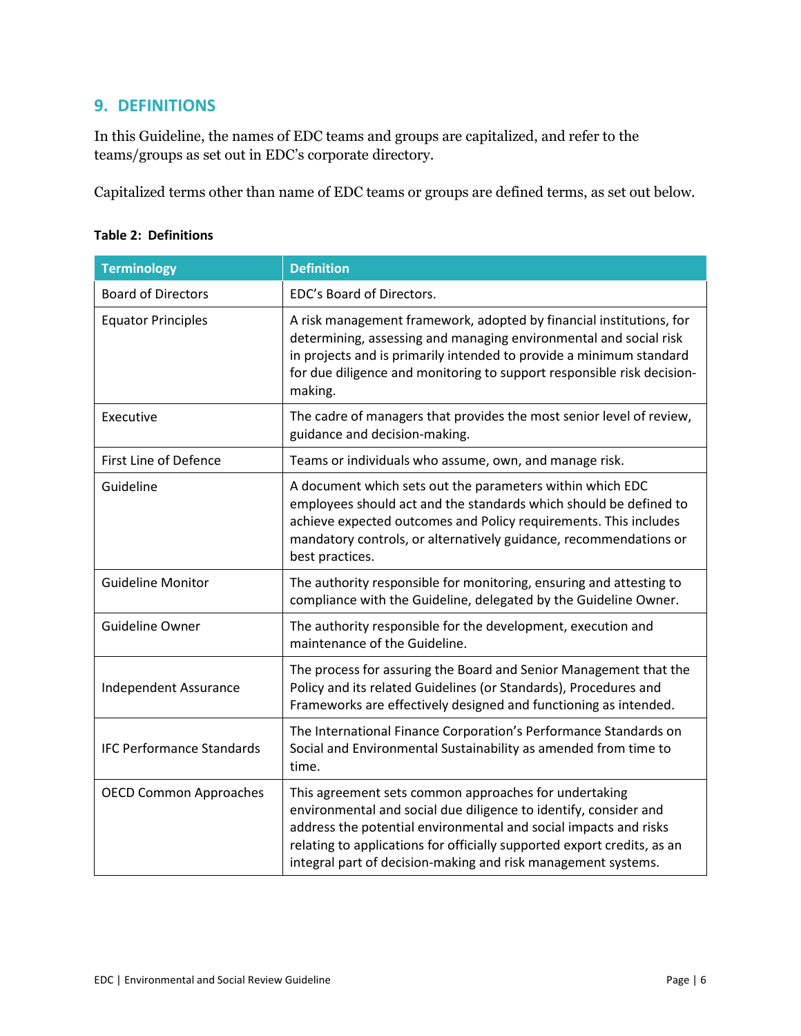## 9. DEFINITIONS

In this Guideline, the names of EDC teams and groups are capitalized, and refer to the teams/groups as set out in EDC's corporate directory.

Capitalized terms other than name of EDC teams or groups are defined terms, as set out below.

**Table 2: Definitions**

| Terminology | Definition |
|---|---|
| Board of Directors | EDC's Board of Directors. |
| Equator Principles | A risk management framework, adopted by financial institutions, for determining, assessing and managing environmental and social risk in projects and is primarily intended to provide a minimum standard for due diligence and monitoring to support responsible risk decision-making. |
| Executive | The cadre of managers that provides the most senior level of review, guidance and decision-making. |
| First Line of Defence | Teams or individuals who assume, own, and manage risk. |
| Guideline | A document which sets out the parameters within which EDC employees should act and the standards which should be defined to achieve expected outcomes and Policy requirements. This includes mandatory controls, or alternatively guidance, recommendations or best practices. |
| Guideline Monitor | The authority responsible for monitoring, ensuring and attesting to compliance with the Guideline, delegated by the Guideline Owner. |
| Guideline Owner | The authority responsible for the development, execution and maintenance of the Guideline. |
| Independent Assurance | The process for assuring the Board and Senior Management that the Policy and its related Guidelines (or Standards), Procedures and Frameworks are effectively designed and functioning as intended. |
| IFC Performance Standards | The International Finance Corporation's Performance Standards on Social and Environmental Sustainability as amended from time to time. |
| OECD Common Approaches | This agreement sets common approaches for undertaking environmental and social due diligence to identify, consider and address the potential environmental and social impacts and risks relating to applications for officially supported export credits, as an integral part of decision-making and risk management systems. |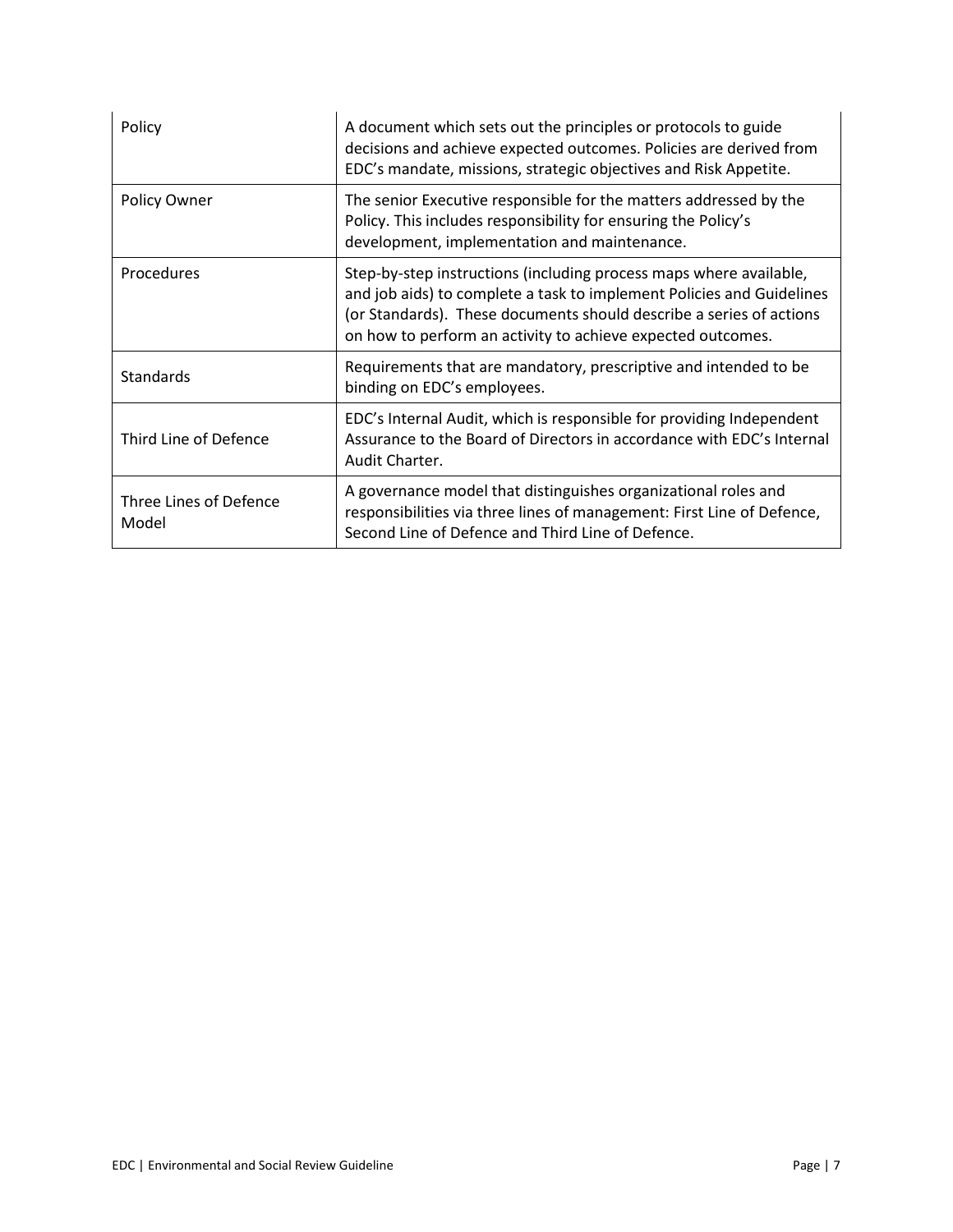| | |
|---|---|
| Policy | A document which sets out the principles or protocols to guide decisions and achieve expected outcomes. Policies are derived from EDC's mandate, missions, strategic objectives and Risk Appetite. |
| Policy Owner | The senior Executive responsible for the matters addressed by the Policy. This includes responsibility for ensuring the Policy's development, implementation and maintenance. |
| Procedures | Step-by-step instructions (including process maps where available, and job aids) to complete a task to implement Policies and Guidelines (or Standards). These documents should describe a series of actions on how to perform an activity to achieve expected outcomes. |
| Standards | Requirements that are mandatory, prescriptive and intended to be binding on EDC's employees. |
| Third Line of Defence | EDC's Internal Audit, which is responsible for providing Independent Assurance to the Board of Directors in accordance with EDC's Internal Audit Charter. |
| Three Lines of Defence Model | A governance model that distinguishes organizational roles and responsibilities via three lines of management: First Line of Defence, Second Line of Defence and Third Line of Defence. |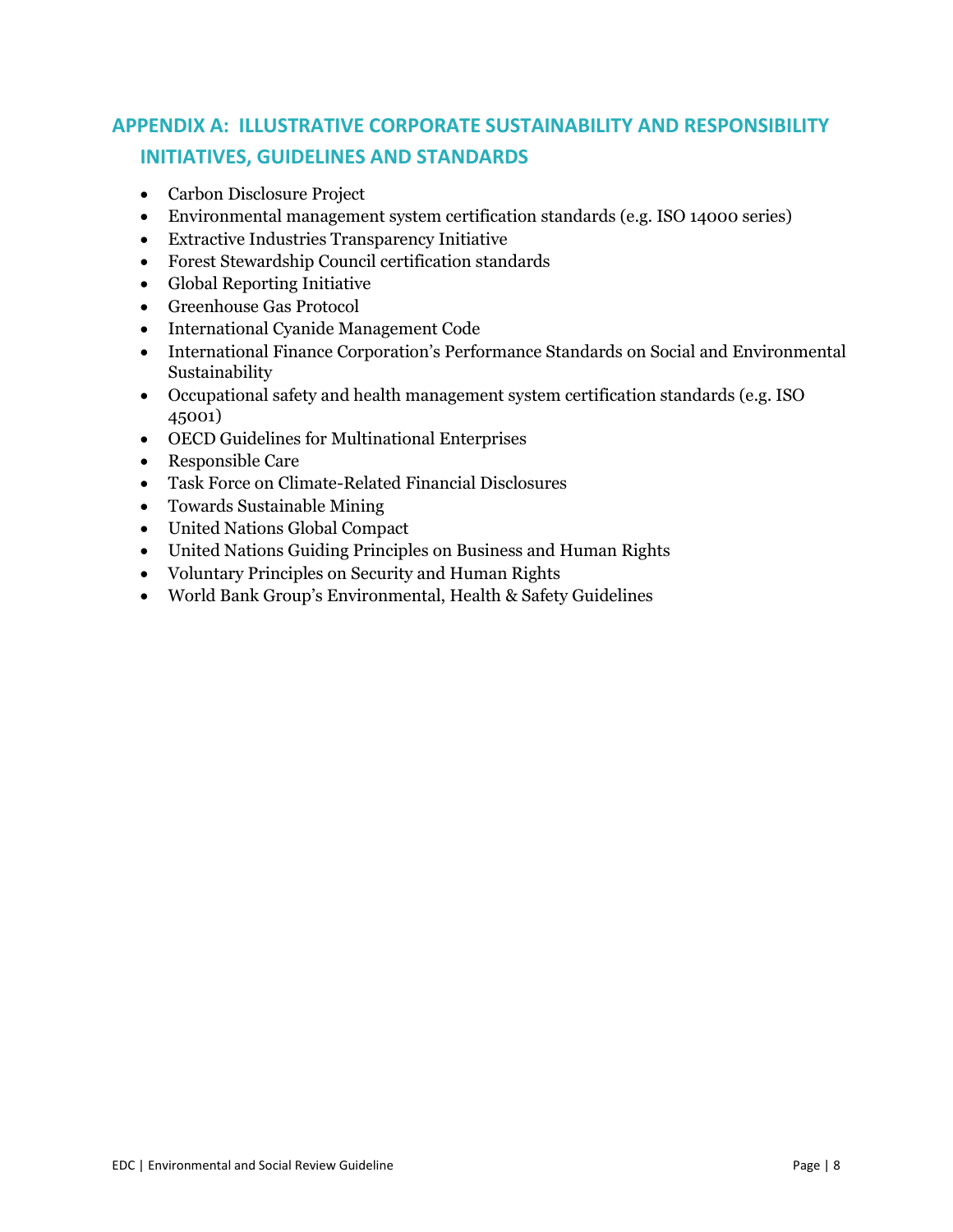## APPENDIX A: ILLUSTRATIVE CORPORATE SUSTAINABILITY AND RESPONSIBILITY INITIATIVES, GUIDELINES AND STANDARDS

- Carbon Disclosure Project
- Environmental management system certification standards (e.g. ISO 14000 series)
- Extractive Industries Transparency Initiative
- Forest Stewardship Council certification standards
- Global Reporting Initiative
- Greenhouse Gas Protocol
- International Cyanide Management Code
- International Finance Corporation's Performance Standards on Social and Environmental Sustainability
- Occupational safety and health management system certification standards (e.g. ISO 45001)
- OECD Guidelines for Multinational Enterprises
- Responsible Care
- Task Force on Climate-Related Financial Disclosures
- Towards Sustainable Mining
- United Nations Global Compact
- United Nations Guiding Principles on Business and Human Rights
- Voluntary Principles on Security and Human Rights
- World Bank Group's Environmental, Health & Safety Guidelines